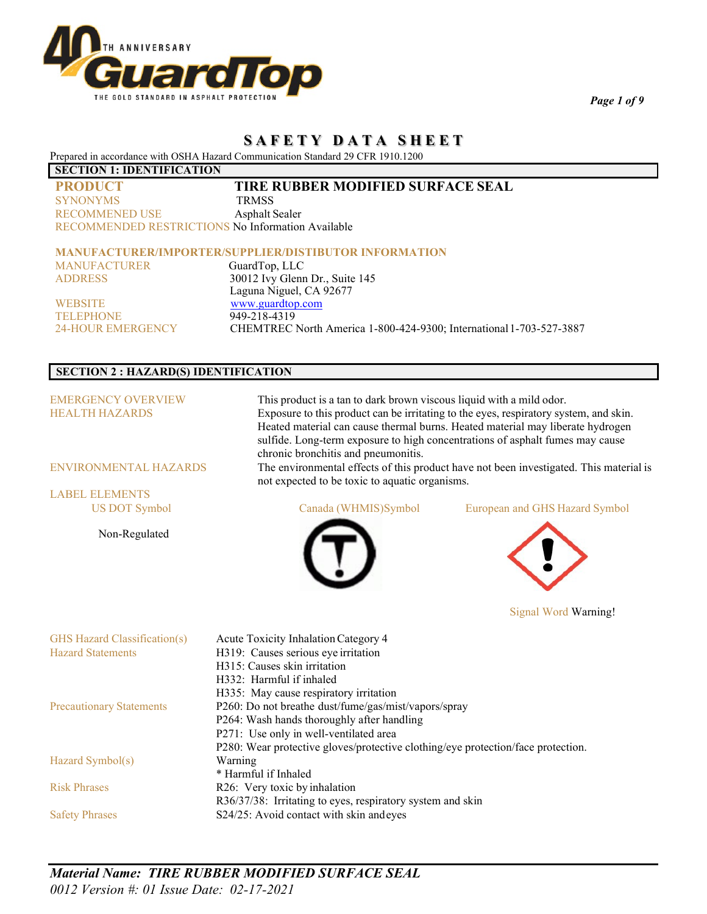# SAFETY DATA SHEET

Prepared in accordance with OSHA Hazard Communication Standard 29 CFR 1910.1200

## SECTION 1: IDENTIFICATION

**PRODUCT** **TIRE RUBBER MODIFIED SURFACE SEAL**
SYNONYMS TRMSS
RECOMMENED USE Asphalt Sealer
RECOMMENDED RESTRICTIONS No Information Available

**MANUFACTURER/IMPORTER/SUPPLIER/DISTIBUTOR INFORMATION**

MANUFACTURER GuardTop, LLC
ADDRESS 30012 Ivy Glenn Dr., Suite 145
Laguna Niguel, CA 92677
WEBSITE www.guardtop.com
TELEPHONE 949-218-4319
24-HOUR EMERGENCY CHEMTREC North America 1-800-424-9300; International 1-703-527-3887

## SECTION 2 : HAZARD(S) IDENTIFICATION

EMERGENCY OVERVIEW This product is a tan to dark brown viscous liquid with a mild odor.

HEALTH HAZARDS Exposure to this product can be irritating to the eyes, respiratory system, and skin. Heated material can cause thermal burns. Heated material may liberate hydrogen sulfide. Long-term exposure to high concentrations of asphalt fumes may cause chronic bronchitis and pneumonitis.

ENVIRONMENTAL HAZARDS The environmental effects of this product have not been investigated. This material is not expected to be toxic to aquatic organisms.

LABEL ELEMENTS

US DOT Symbol: Non-Regulated

Canada (WHMIS)Symbol

European and GHS Hazard Symbol

Signal Word Warning!

GHS Hazard Classification(s) Acute Toxicity Inhalation Category 4

Hazard Statements
H319: Causes serious eye irritation
H315: Causes skin irritation
H332: Harmful if inhaled
H335: May cause respiratory irritation

Precautionary Statements
P260: Do not breathe dust/fume/gas/mist/vapors/spray
P264: Wash hands thoroughly after handling
P271: Use only in well-ventilated area
P280: Wear protective gloves/protective clothing/eye protection/face protection.

Hazard Symbol(s) Warning
* Harmful if Inhaled

Risk Phrases
R26: Very toxic by inhalation
R36/37/38: Irritating to eyes, respiratory system and skin

Safety Phrases S24/25: Avoid contact with skin and eyes

***Material Name: TIRE RUBBER MODIFIED SURFACE SEAL***
*0012 Version #: 01 Issue Date: 02-17-2021*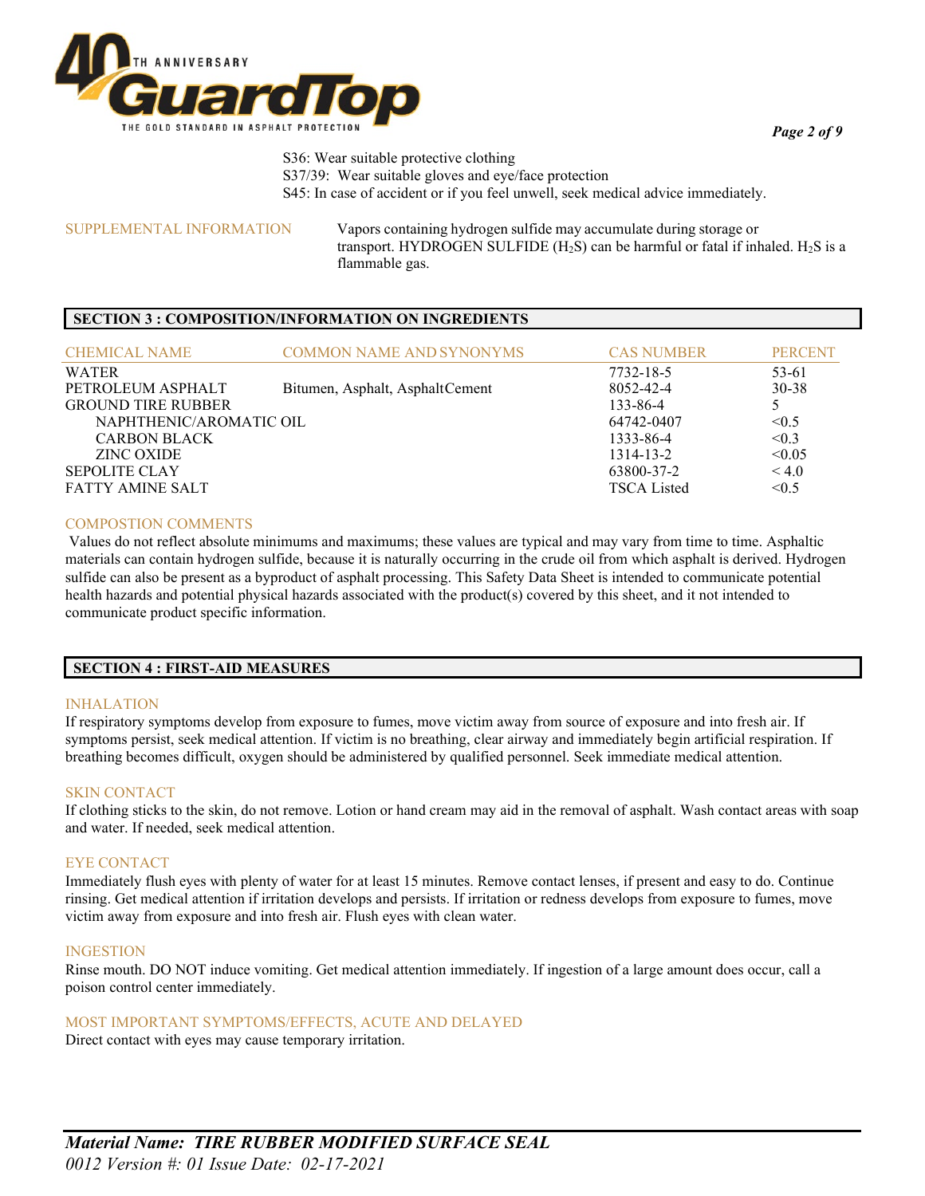S36: Wear suitable protective clothing
S37/39: Wear suitable gloves and eye/face protection
S45: In case of accident or if you feel unwell, seek medical advice immediately.

SUPPLEMENTAL INFORMATION

Vapors containing hydrogen sulfide may accumulate during storage or transport. HYDROGEN SULFIDE ($H_2S$) can be harmful or fatal if inhaled. $H_2S$ is a flammable gas.

## SECTION 3 : COMPOSITION/INFORMATION ON INGREDIENTS

| CHEMICAL NAME | COMMON NAME AND SYNONYMS | CAS NUMBER | PERCENT |
|---|---|---|---|
| WATER | | 7732-18-5 | 53-61 |
| PETROLEUM ASPHALT | Bitumen, Asphalt, AsphaltCement | 8052-42-4 | 30-38 |
| GROUND TIRE RUBBER | | 133-86-4 | 5 |
| NAPHTHENIC/AROMATIC OIL | | 64742-0407 | <0.5 |
| CARBON BLACK | | 1333-86-4 | <0.3 |
| ZINC OXIDE | | 1314-13-2 | <0.05 |
| SEPOLITE CLAY | | 63800-37-2 | < 4.0 |
| FATTY AMINE SALT | | TSCA Listed | <0.5 |

COMPOSTION COMMENTS

Values do not reflect absolute minimums and maximums; these values are typical and may vary from time to time. Asphaltic materials can contain hydrogen sulfide, because it is naturally occurring in the crude oil from which asphalt is derived. Hydrogen sulfide can also be present as a byproduct of asphalt processing. This Safety Data Sheet is intended to communicate potential health hazards and potential physical hazards associated with the product(s) covered by this sheet, and it not intended to communicate product specific information.

## SECTION 4 : FIRST-AID MEASURES

INHALATION

If respiratory symptoms develop from exposure to fumes, move victim away from source of exposure and into fresh air. If symptoms persist, seek medical attention. If victim is no breathing, clear airway and immediately begin artificial respiration. If breathing becomes difficult, oxygen should be administered by qualified personnel. Seek immediate medical attention.

SKIN CONTACT

If clothing sticks to the skin, do not remove. Lotion or hand cream may aid in the removal of asphalt. Wash contact areas with soap and water. If needed, seek medical attention.

EYE CONTACT

Immediately flush eyes with plenty of water for at least 15 minutes. Remove contact lenses, if present and easy to do. Continue rinsing. Get medical attention if irritation develops and persists. If irritation or redness develops from exposure to fumes, move victim away from exposure and into fresh air. Flush eyes with clean water.

INGESTION

Rinse mouth. DO NOT induce vomiting. Get medical attention immediately. If ingestion of a large amount does occur, call a poison control center immediately.

MOST IMPORTANT SYMPTOMS/EFFECTS, ACUTE AND DELAYED

Direct contact with eyes may cause temporary irritation.

***Material Name: TIRE RUBBER MODIFIED SURFACE SEAL***
*0012 Version #: 01 Issue Date: 02-17-2021*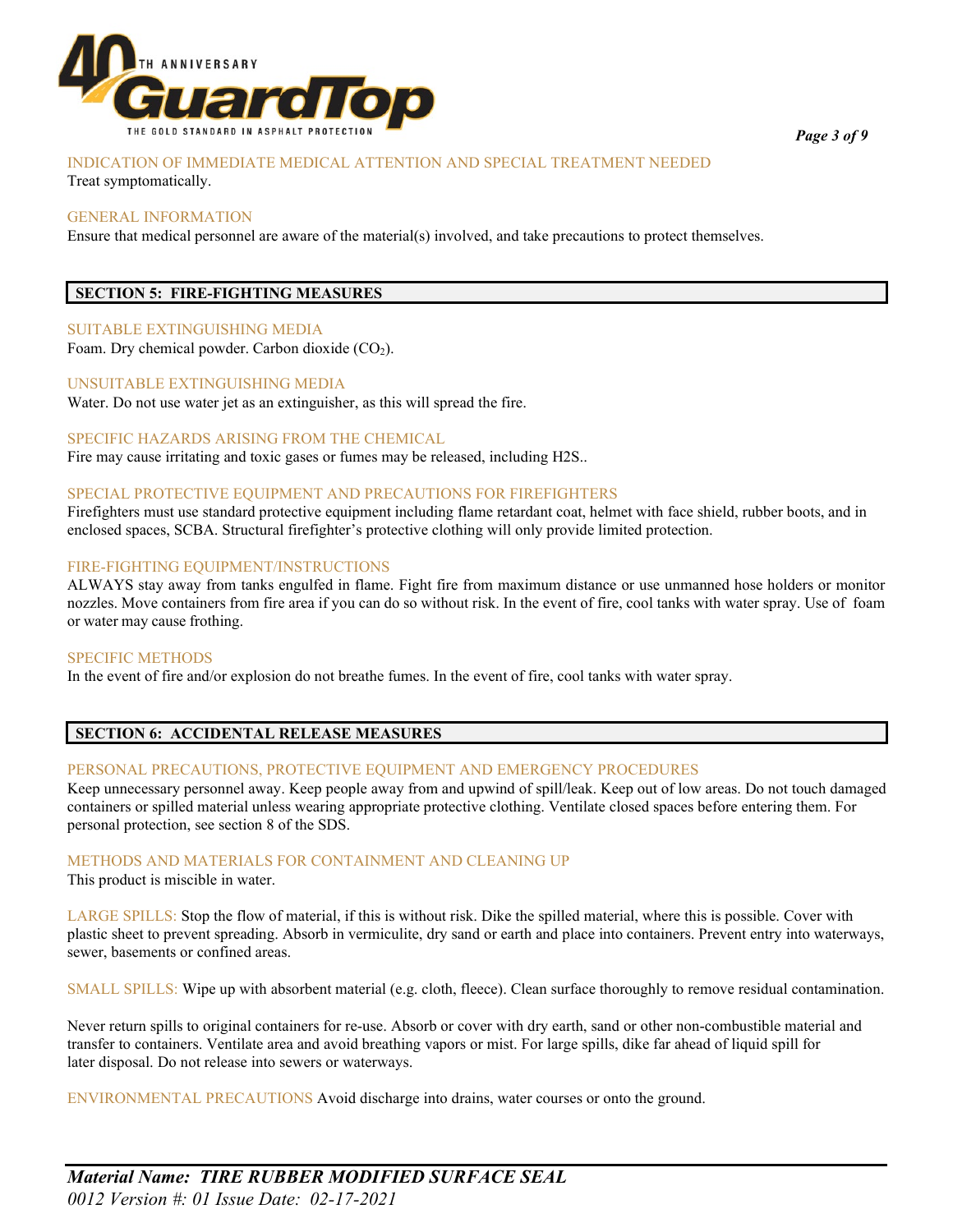INDICATION OF IMMEDIATE MEDICAL ATTENTION AND SPECIAL TREATMENT NEEDED
Treat symptomatically.

GENERAL INFORMATION
Ensure that medical personnel are aware of the material(s) involved, and take precautions to protect themselves.

## SECTION 5: FIRE-FIGHTING MEASURES

SUITABLE EXTINGUISHING MEDIA
Foam. Dry chemical powder. Carbon dioxide ($CO_2$).

UNSUITABLE EXTINGUISHING MEDIA
Water. Do not use water jet as an extinguisher, as this will spread the fire.

SPECIFIC HAZARDS ARISING FROM THE CHEMICAL
Fire may cause irritating and toxic gases or fumes may be released, including H2S..

SPECIAL PROTECTIVE EQUIPMENT AND PRECAUTIONS FOR FIREFIGHTERS
Firefighters must use standard protective equipment including flame retardant coat, helmet with face shield, rubber boots, and in enclosed spaces, SCBA. Structural firefighter's protective clothing will only provide limited protection.

FIRE-FIGHTING EQUIPMENT/INSTRUCTIONS
ALWAYS stay away from tanks engulfed in flame. Fight fire from maximum distance or use unmanned hose holders or monitor nozzles. Move containers from fire area if you can do so without risk. In the event of fire, cool tanks with water spray. Use of foam or water may cause frothing.

SPECIFIC METHODS
In the event of fire and/or explosion do not breathe fumes. In the event of fire, cool tanks with water spray.

## SECTION 6: ACCIDENTAL RELEASE MEASURES

PERSONAL PRECAUTIONS, PROTECTIVE EQUIPMENT AND EMERGENCY PROCEDURES
Keep unnecessary personnel away. Keep people away from and upwind of spill/leak. Keep out of low areas. Do not touch damaged containers or spilled material unless wearing appropriate protective clothing. Ventilate closed spaces before entering them. For personal protection, see section 8 of the SDS.

METHODS AND MATERIALS FOR CONTAINMENT AND CLEANING UP
This product is miscible in water.

LARGE SPILLS: Stop the flow of material, if this is without risk. Dike the spilled material, where this is possible. Cover with plastic sheet to prevent spreading. Absorb in vermiculite, dry sand or earth and place into containers. Prevent entry into waterways, sewer, basements or confined areas.

SMALL SPILLS: Wipe up with absorbent material (e.g. cloth, fleece). Clean surface thoroughly to remove residual contamination.

Never return spills to original containers for re-use. Absorb or cover with dry earth, sand or other non-combustible material and transfer to containers. Ventilate area and avoid breathing vapors or mist. For large spills, dike far ahead of liquid spill for later disposal. Do not release into sewers or waterways.

ENVIRONMENTAL PRECAUTIONS Avoid discharge into drains, water courses or onto the ground.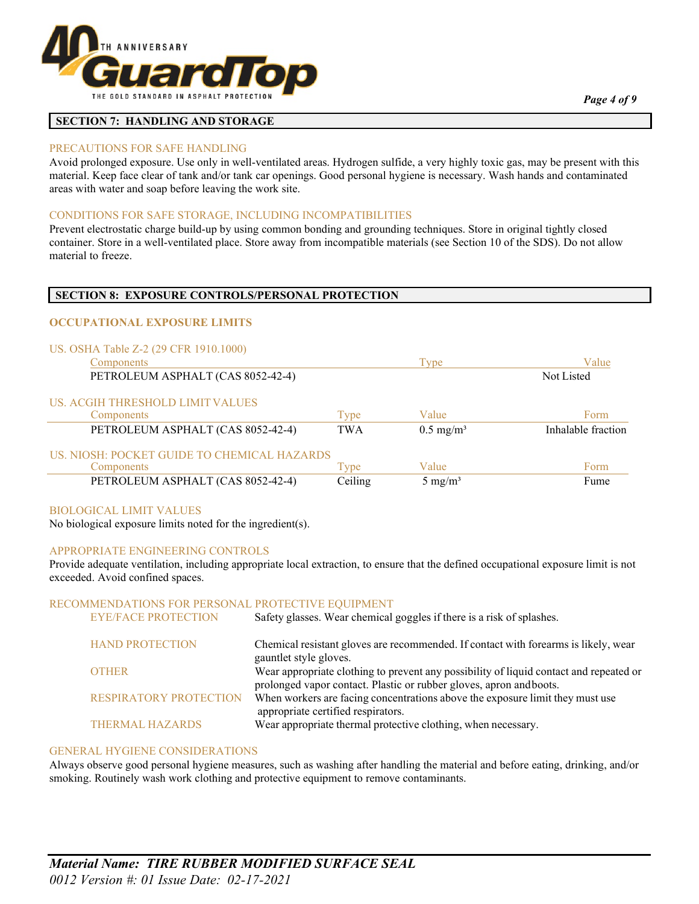## SECTION 7: HANDLING AND STORAGE

### PRECAUTIONS FOR SAFE HANDLING

Avoid prolonged exposure. Use only in well-ventilated areas. Hydrogen sulfide, a very highly toxic gas, may be present with this material. Keep face clear of tank and/or tank car openings. Good personal hygiene is necessary. Wash hands and contaminated areas with water and soap before leaving the work site.

### CONDITIONS FOR SAFE STORAGE, INCLUDING INCOMPATIBILITIES

Prevent electrostatic charge build-up by using common bonding and grounding techniques. Store in original tightly closed container. Store in a well-ventilated place. Store away from incompatible materials (see Section 10 of the SDS). Do not allow material to freeze.

## SECTION 8: EXPOSURE CONTROLS/PERSONAL PROTECTION

### OCCUPATIONAL EXPOSURE LIMITS

US. OSHA Table Z-2 (29 CFR 1910.1000)

| Components | Type | Value |
|---|---|---|
| PETROLEUM ASPHALT (CAS 8052-42-4) | | Not Listed |

US. ACGIH THRESHOLD LIMIT VALUES

| Components | Type | Value | Form |
|---|---|---|---|
| PETROLEUM ASPHALT (CAS 8052-42-4) | TWA | 0.5 mg/m³ | Inhalable fraction |

US. NIOSH: POCKET GUIDE TO CHEMICAL HAZARDS

| Components | Type | Value | Form |
|---|---|---|---|
| PETROLEUM ASPHALT (CAS 8052-42-4) | Ceiling | 5 mg/m³ | Fume |

### BIOLOGICAL LIMIT VALUES

No biological exposure limits noted for the ingredient(s).

### APPROPRIATE ENGINEERING CONTROLS

Provide adequate ventilation, including appropriate local extraction, to ensure that the defined occupational exposure limit is not exceeded. Avoid confined spaces.

### RECOMMENDATIONS FOR PERSONAL PROTECTIVE EQUIPMENT

| | |
|---|---|
| EYE/FACE PROTECTION | Safety glasses. Wear chemical goggles if there is a risk of splashes. |
| HAND PROTECTION | Chemical resistant gloves are recommended. If contact with forearms is likely, wear gauntlet style gloves. |
| OTHER | Wear appropriate clothing to prevent any possibility of liquid contact and repeated or prolonged vapor contact. Plastic or rubber gloves, apron and boots. |
| RESPIRATORY PROTECTION | When workers are facing concentrations above the exposure limit they must use appropriate certified respirators. |
| THERMAL HAZARDS | Wear appropriate thermal protective clothing, when necessary. |

### GENERAL HYGIENE CONSIDERATIONS

Always observe good personal hygiene measures, such as washing after handling the material and before eating, drinking, and/or smoking. Routinely wash work clothing and protective equipment to remove contaminants.

*Material Name: TIRE RUBBER MODIFIED SURFACE SEAL*
*0012 Version #: 01 Issue Date: 02-17-2021*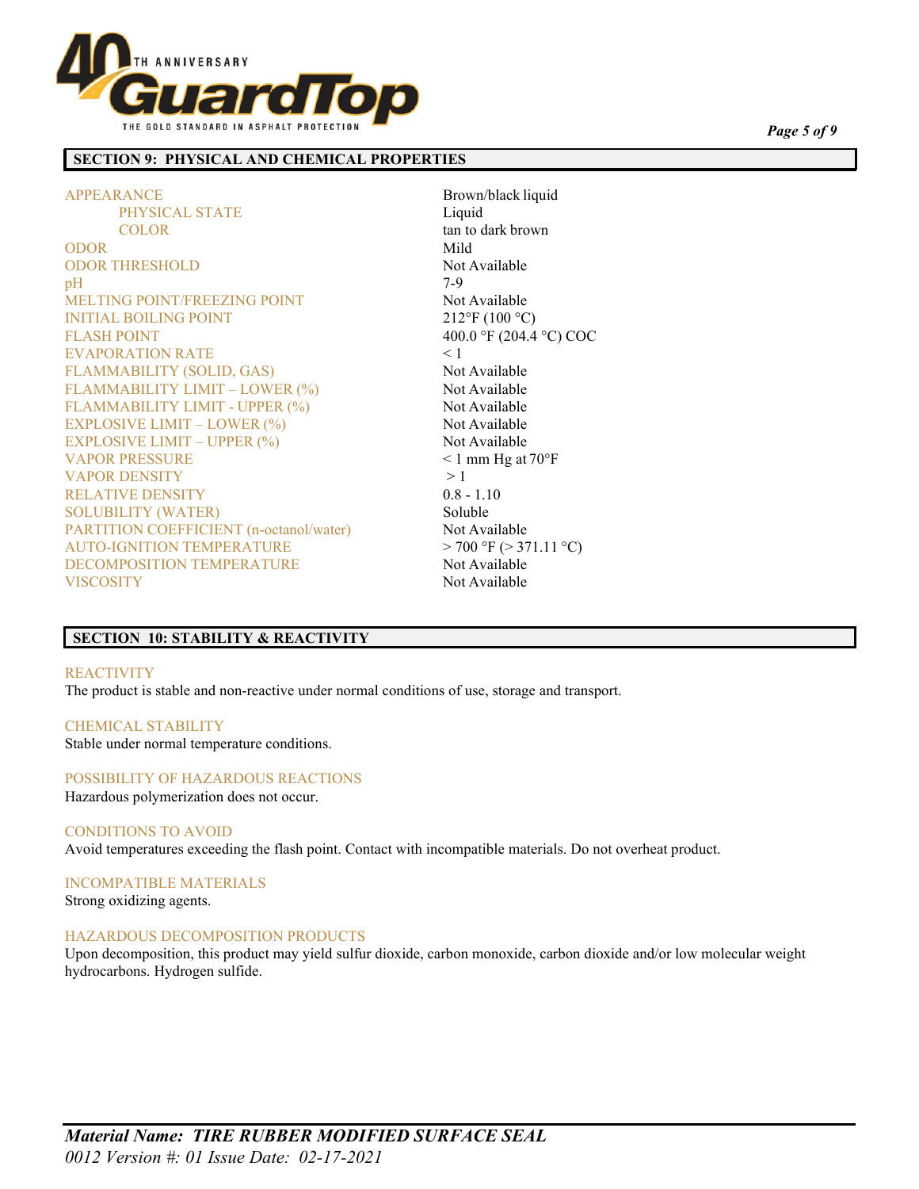## SECTION 9: PHYSICAL AND CHEMICAL PROPERTIES

| Property | Value |
|---|---|
| APPEARANCE | Brown/black liquid |
| PHYSICAL STATE | Liquid |
| COLOR | tan to dark brown |
| ODOR | Mild |
| ODOR THRESHOLD | Not Available |
| pH | 7-9 |
| MELTING POINT/FREEZING POINT | Not Available |
| INITIAL BOILING POINT | 212°F (100 °C) |
| FLASH POINT | 400.0 °F (204.4 °C) COC |
| EVAPORATION RATE | < 1 |
| FLAMMABILITY (SOLID, GAS) | Not Available |
| FLAMMABILITY LIMIT – LOWER (%) | Not Available |
| FLAMMABILITY LIMIT - UPPER (%) | Not Available |
| EXPLOSIVE LIMIT – LOWER (%) | Not Available |
| EXPLOSIVE LIMIT – UPPER (%) | Not Available |
| VAPOR PRESSURE | < 1 mm Hg at 70°F |
| VAPOR DENSITY | > 1 |
| RELATIVE DENSITY | 0.8 - 1.10 |
| SOLUBILITY (WATER) | Soluble |
| PARTITION COEFFICIENT (n-octanol/water) | Not Available |
| AUTO-IGNITION TEMPERATURE | > 700 °F (> 371.11 °C) |
| DECOMPOSITION TEMPERATURE | Not Available |
| VISCOSITY | Not Available |

## SECTION 10: STABILITY & REACTIVITY

### REACTIVITY
The product is stable and non-reactive under normal conditions of use, storage and transport.

### CHEMICAL STABILITY
Stable under normal temperature conditions.

### POSSIBILITY OF HAZARDOUS REACTIONS
Hazardous polymerization does not occur.

### CONDITIONS TO AVOID
Avoid temperatures exceeding the flash point. Contact with incompatible materials. Do not overheat product.

### INCOMPATIBLE MATERIALS
Strong oxidizing agents.

### HAZARDOUS DECOMPOSITION PRODUCTS
Upon decomposition, this product may yield sulfur dioxide, carbon monoxide, carbon dioxide and/or low molecular weight hydrocarbons. Hydrogen sulfide.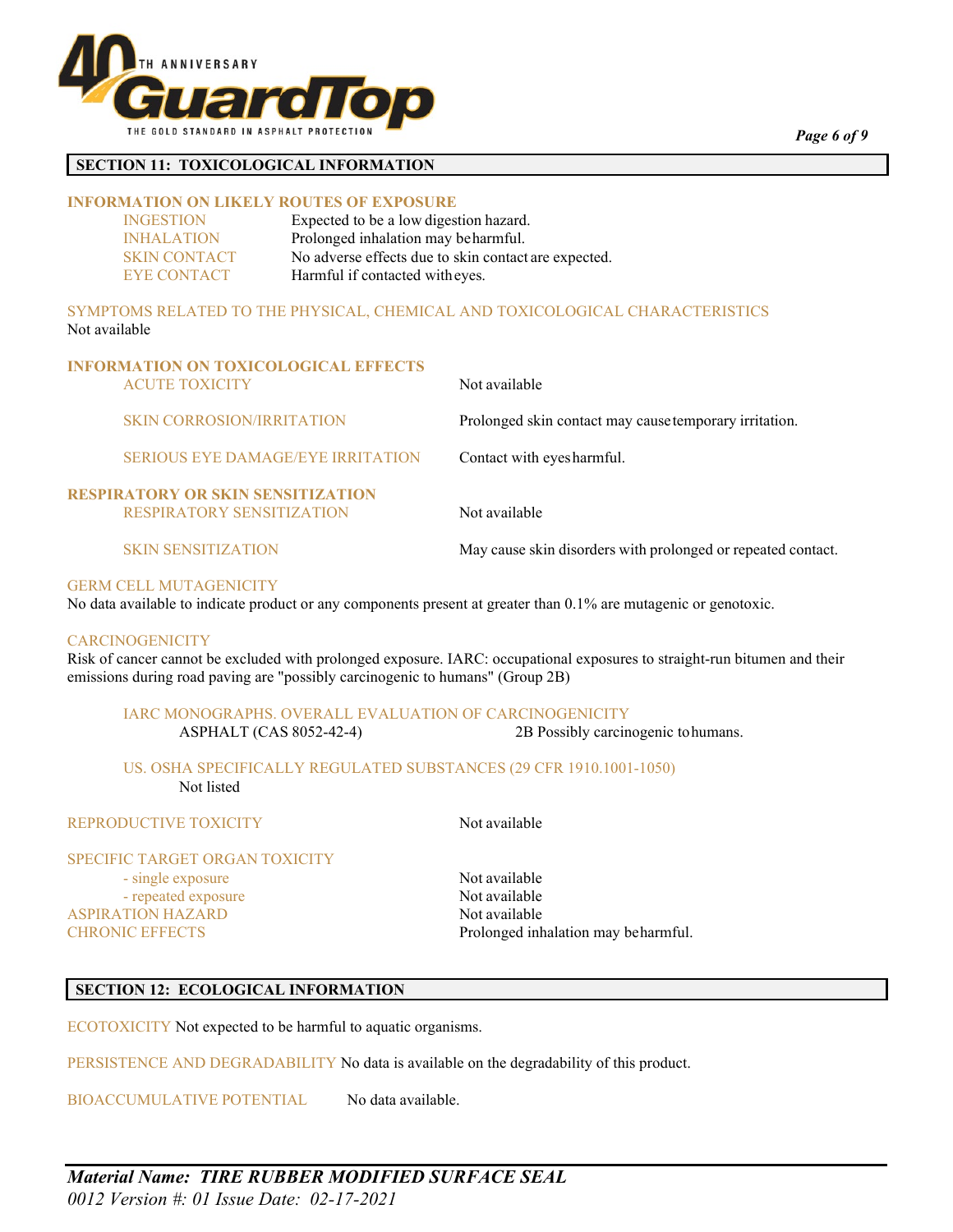## SECTION 11: TOXICOLOGICAL INFORMATION

### INFORMATION ON LIKELY ROUTES OF EXPOSURE

| | |
|---|---|
| INGESTION | Expected to be a low digestion hazard. |
| INHALATION | Prolonged inhalation may be harmful. |
| SKIN CONTACT | No adverse effects due to skin contact are expected. |
| EYE CONTACT | Harmful if contacted with eyes. |

SYMPTOMS RELATED TO THE PHYSICAL, CHEMICAL AND TOXICOLOGICAL CHARACTERISTICS
Not available

### INFORMATION ON TOXICOLOGICAL EFFECTS

| | |
|---|---|
| ACUTE TOXICITY | Not available |
| SKIN CORROSION/IRRITATION | Prolonged skin contact may cause temporary irritation. |
| SERIOUS EYE DAMAGE/EYE IRRITATION | Contact with eyes harmful. |

### RESPIRATORY OR SKIN SENSITIZATION

| | |
|---|---|
| RESPIRATORY SENSITIZATION | Not available |
| SKIN SENSITIZATION | May cause skin disorders with prolonged or repeated contact. |

GERM CELL MUTAGENICITY
No data available to indicate product or any components present at greater than 0.1% are mutagenic or genotoxic.

CARCINOGENICITY
Risk of cancer cannot be excluded with prolonged exposure. IARC: occupational exposures to straight-run bitumen and their emissions during road paving are "possibly carcinogenic to humans" (Group 2B)

IARC MONOGRAPHS. OVERALL EVALUATION OF CARCINOGENICITY

| | |
|---|---|
| ASPHALT (CAS 8052-42-4) | 2B Possibly carcinogenic to humans. |

US. OSHA SPECIFICALLY REGULATED SUBSTANCES (29 CFR 1910.1001-1050)
Not listed

| | |
|---|---|
| REPRODUCTIVE TOXICITY | Not available |
| SPECIFIC TARGET ORGAN TOXICITY | |
| - single exposure | Not available |
| - repeated exposure | Not available |
| ASPIRATION HAZARD | Not available |
| CHRONIC EFFECTS | Prolonged inhalation may be harmful. |

## SECTION 12: ECOLOGICAL INFORMATION

ECOTOXICITY Not expected to be harmful to aquatic organisms.

PERSISTENCE AND DEGRADABILITY No data is available on the degradability of this product.

BIOACCUMULATIVE POTENTIAL No data available.

*Material Name: TIRE RUBBER MODIFIED SURFACE SEAL*
*0012 Version #: 01 Issue Date: 02-17-2021*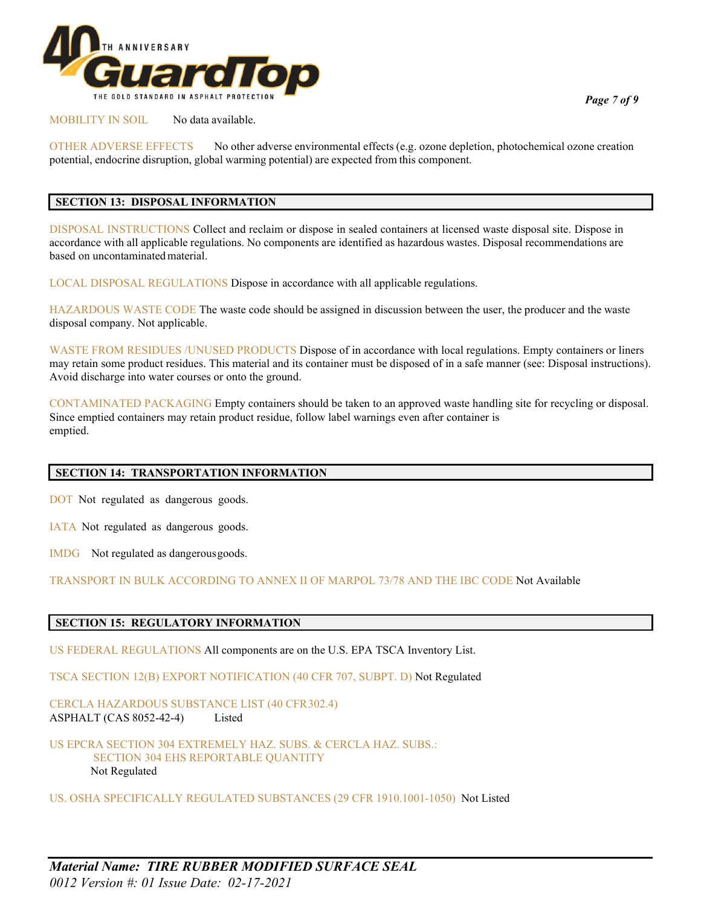**MOBILITY IN SOIL** No data available.

**OTHER ADVERSE EFFECTS** No other adverse environmental effects (e.g. ozone depletion, photochemical ozone creation potential, endocrine disruption, global warming potential) are expected from this component.

## SECTION 13: DISPOSAL INFORMATION

**DISPOSAL INSTRUCTIONS** Collect and reclaim or dispose in sealed containers at licensed waste disposal site. Dispose in accordance with all applicable regulations. No components are identified as hazardous wastes. Disposal recommendations are based on uncontaminated material.

**LOCAL DISPOSAL REGULATIONS** Dispose in accordance with all applicable regulations.

**HAZARDOUS WASTE CODE** The waste code should be assigned in discussion between the user, the producer and the waste disposal company. Not applicable.

**WASTE FROM RESIDUES /UNUSED PRODUCTS** Dispose of in accordance with local regulations. Empty containers or liners may retain some product residues. This material and its container must be disposed of in a safe manner (see: Disposal instructions). Avoid discharge into water courses or onto the ground.

**CONTAMINATED PACKAGING** Empty containers should be taken to an approved waste handling site for recycling or disposal. Since emptied containers may retain product residue, follow label warnings even after container is emptied.

## SECTION 14: TRANSPORTATION INFORMATION

**DOT** Not regulated as dangerous goods.

**IATA** Not regulated as dangerous goods.

**IMDG** Not regulated as dangerous goods.

**TRANSPORT IN BULK ACCORDING TO ANNEX II OF MARPOL 73/78 AND THE IBC CODE** Not Available

## SECTION 15: REGULATORY INFORMATION

**US FEDERAL REGULATIONS** All components are on the U.S. EPA TSCA Inventory List.

**TSCA SECTION 12(B) EXPORT NOTIFICATION (40 CFR 707, SUBPT. D)** Not Regulated

**CERCLA HAZARDOUS SUBSTANCE LIST (40 CFR 302.4)**
ASPHALT (CAS 8052-42-4) Listed

**US EPCRA SECTION 304 EXTREMELY HAZ. SUBS. & CERCLA HAZ. SUBS.:**
**SECTION 304 EHS REPORTABLE QUANTITY**
Not Regulated

**US. OSHA SPECIFICALLY REGULATED SUBSTANCES (29 CFR 1910.1001-1050)** Not Listed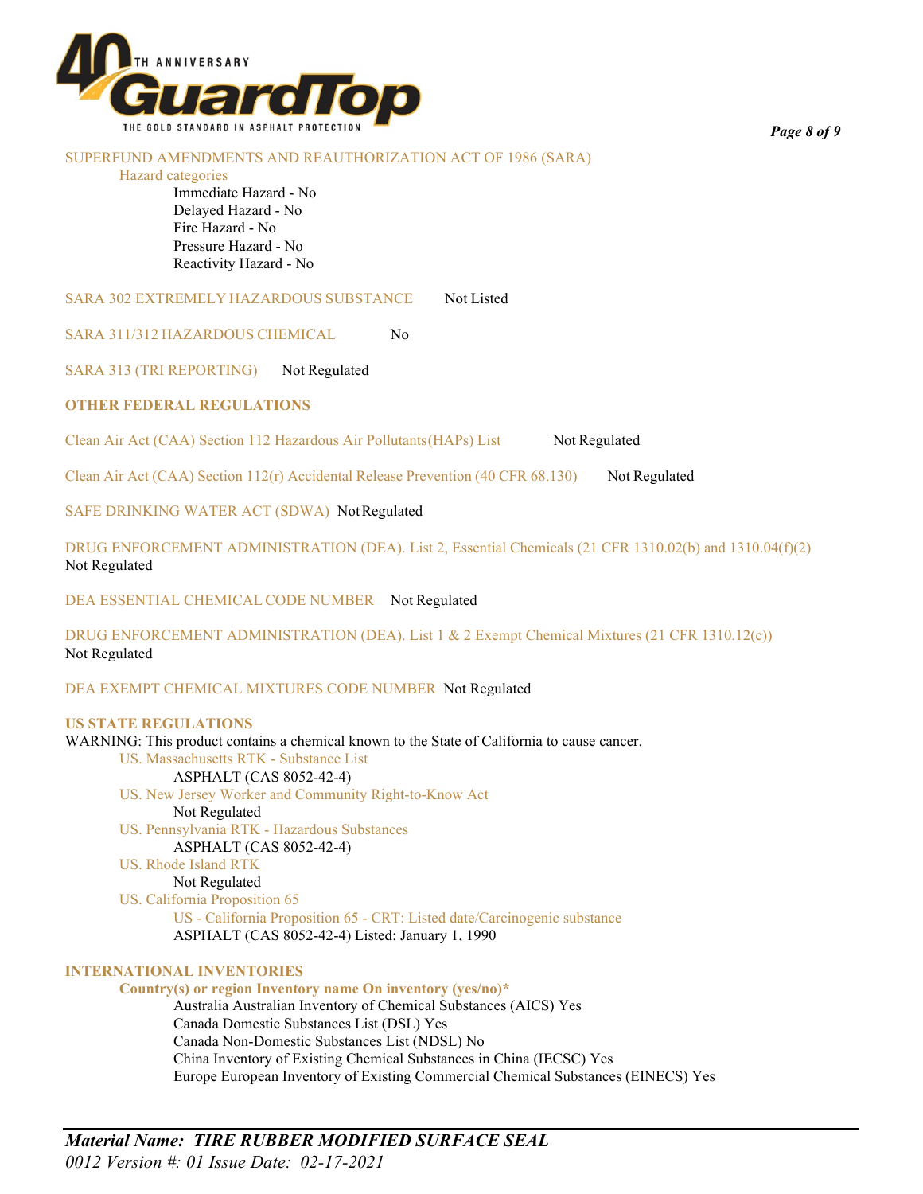SUPERFUND AMENDMENTS AND REAUTHORIZATION ACT OF 1986 (SARA)

Hazard categories

- Immediate Hazard - No
- Delayed Hazard - No
- Fire Hazard - No
- Pressure Hazard - No
- Reactivity Hazard - No

SARA 302 EXTREMELY HAZARDOUS SUBSTANCE Not Listed

SARA 311/312 HAZARDOUS CHEMICAL No

SARA 313 (TRI REPORTING) Not Regulated

**OTHER FEDERAL REGULATIONS**

Clean Air Act (CAA) Section 112 Hazardous Air Pollutants(HAPs) List Not Regulated

Clean Air Act (CAA) Section 112(r) Accidental Release Prevention (40 CFR 68.130) Not Regulated

SAFE DRINKING WATER ACT (SDWA) Not Regulated

DRUG ENFORCEMENT ADMINISTRATION (DEA). List 2, Essential Chemicals (21 CFR 1310.02(b) and 1310.04(f)(2)
Not Regulated

DEA ESSENTIAL CHEMICAL CODE NUMBER Not Regulated

DRUG ENFORCEMENT ADMINISTRATION (DEA). List 1 & 2 Exempt Chemical Mixtures (21 CFR 1310.12(c))
Not Regulated

DEA EXEMPT CHEMICAL MIXTURES CODE NUMBER Not Regulated

**US STATE REGULATIONS**

WARNING: This product contains a chemical known to the State of California to cause cancer.

US. Massachusetts RTK - Substance List
ASPHALT (CAS 8052-42-4)

US. New Jersey Worker and Community Right-to-Know Act
Not Regulated

US. Pennsylvania RTK - Hazardous Substances
ASPHALT (CAS 8052-42-4)

US. Rhode Island RTK
Not Regulated

US. California Proposition 65
US - California Proposition 65 - CRT: Listed date/Carcinogenic substance
ASPHALT (CAS 8052-42-4) Listed: January 1, 1990

**INTERNATIONAL INVENTORIES**

**Country(s) or region Inventory name On inventory (yes/no)***

- Australia Australian Inventory of Chemical Substances (AICS) Yes
- Canada Domestic Substances List (DSL) Yes
- Canada Non-Domestic Substances List (NDSL) No
- China Inventory of Existing Chemical Substances in China (IECSC) Yes
- Europe European Inventory of Existing Commercial Chemical Substances (EINECS) Yes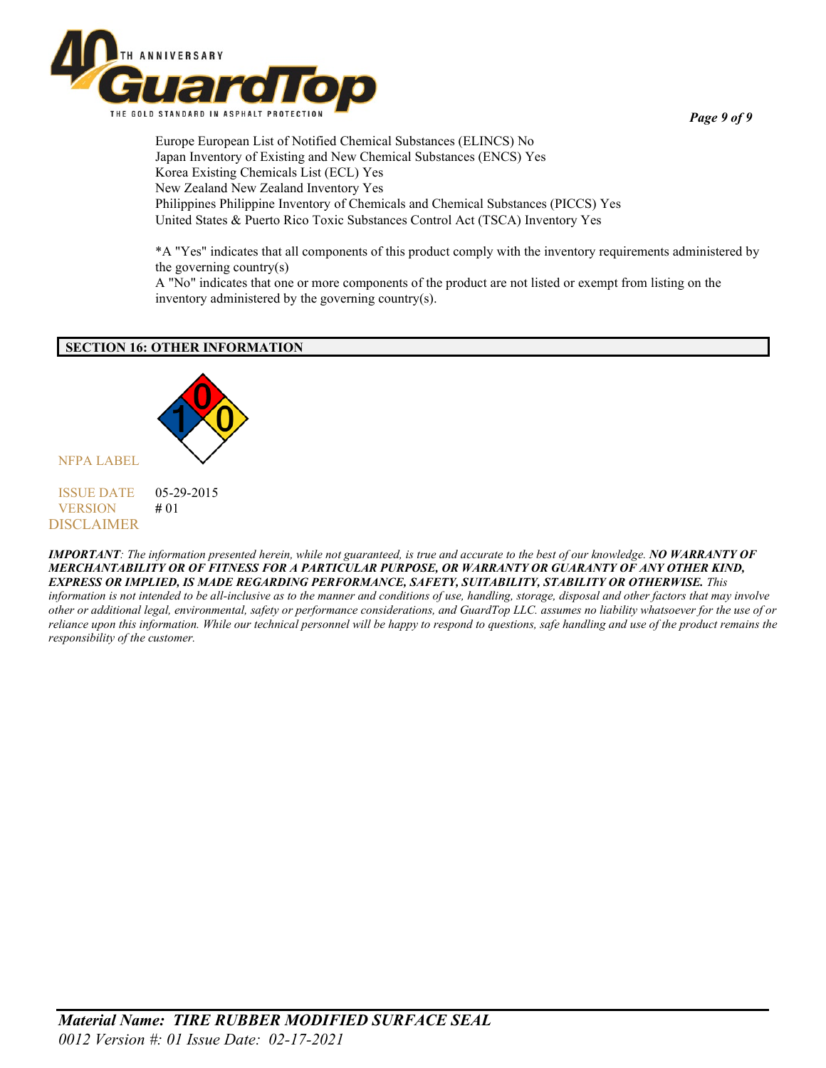Europe European List of Notified Chemical Substances (ELINCS) No
Japan Inventory of Existing and New Chemical Substances (ENCS) Yes
Korea Existing Chemicals List (ECL) Yes
New Zealand New Zealand Inventory Yes
Philippines Philippine Inventory of Chemicals and Chemical Substances (PICCS) Yes
United States & Puerto Rico Toxic Substances Control Act (TSCA) Inventory Yes

*A "Yes" indicates that all components of this product comply with the inventory requirements administered by the governing country(s)
A "No" indicates that one or more components of the product are not listed or exempt from listing on the inventory administered by the governing country(s).

## SECTION 16: OTHER INFORMATION

NFPA LABEL

0
1 0

ISSUE DATE 05-29-2015
VERSION # 01
DISCLAIMER

***IMPORTANT****: The information presented herein, while not guaranteed, is true and accurate to the best of our knowledge.* ***NO WARRANTY OF MERCHANTABILITY OR OF FITNESS FOR A PARTICULAR PURPOSE, OR WARRANTY OR GUARANTY OF ANY OTHER KIND, EXPRESS OR IMPLIED, IS MADE REGARDING PERFORMANCE, SAFETY, SUITABILITY, STABILITY OR OTHERWISE.*** *This information is not intended to be all-inclusive as to the manner and conditions of use, handling, storage, disposal and other factors that may involve other or additional legal, environmental, safety or performance considerations, and GuardTop LLC. assumes no liability whatsoever for the use of or reliance upon this information. While our technical personnel will be happy to respond to questions, safe handling and use of the product remains the responsibility of the customer.*